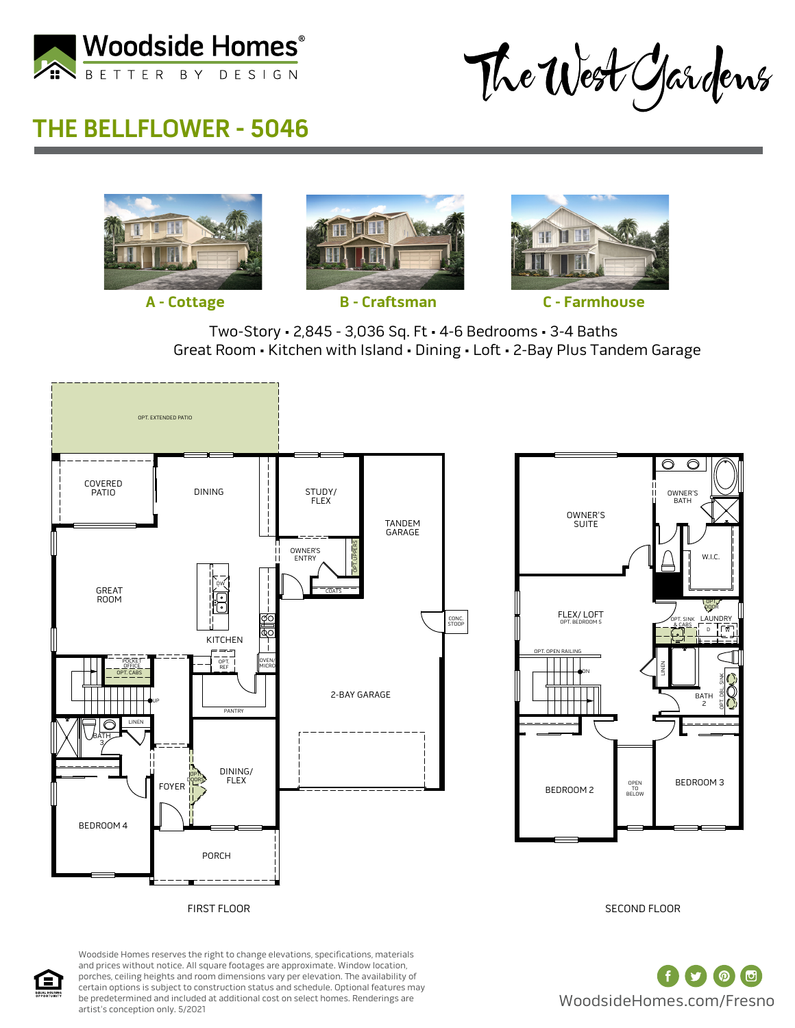Woodside Homes®
BETTER BY DESIGN

The West Gardens

# THE BELLFLOWER - 5046

A - Cottage

B - Craftsman

C - Farmhouse

Two-Story ▪ 2,845 - 3,036 Sq. Ft ▪ 4-6 Bedrooms ▪ 3-4 Baths
Great Room ▪ Kitchen with Island ▪ Dining ▪ Loft ▪ 2-Bay Plus Tandem Garage

OPT. EXTENDED PATIO

COVERED PATIO

DINING

STUDY/ FLEX

TANDEM GARAGE

OWNER'S ENTRY

OPT. UPPERS

COATS

GREAT ROOM

DW

KITCHEN

CONC. STOOP

POCKET OFFICE

OPT. CABS

OPT. REF

OVEN/ MICRO

UP

PANTRY

2-BAY GARAGE

LINEN

BATH 3

OPT. DOORS

DINING/ FLEX

FOYER

BEDROOM 4

PORCH

FIRST FLOOR

OWNER'S SUITE

OWNER'S BATH

W.I.C.

OPT. DOOR

FLEX/ LOFT
OPT. BEDROOM 5

OPT. SINK & CABS

LAUNDRY

D

W

OPT. OPEN RAILING

DN

LINEN

OPT. DBL. SINK

BATH 2

BEDROOM 2

OPEN TO BELOW

BEDROOM 3

SECOND FLOOR

Woodside Homes reserves the right to change elevations, specifications, materials and prices without notice. All square footages are approximate. Window location, porches, ceiling heights and room dimensions vary per elevation. The availability of certain options is subject to construction status and schedule. Optional features may be predetermined and included at additional cost on select homes. Renderings are artist's conception only. 5/2021

EQUAL HOUSING OPPORTUNITY

WoodsideHomes.com/Fresno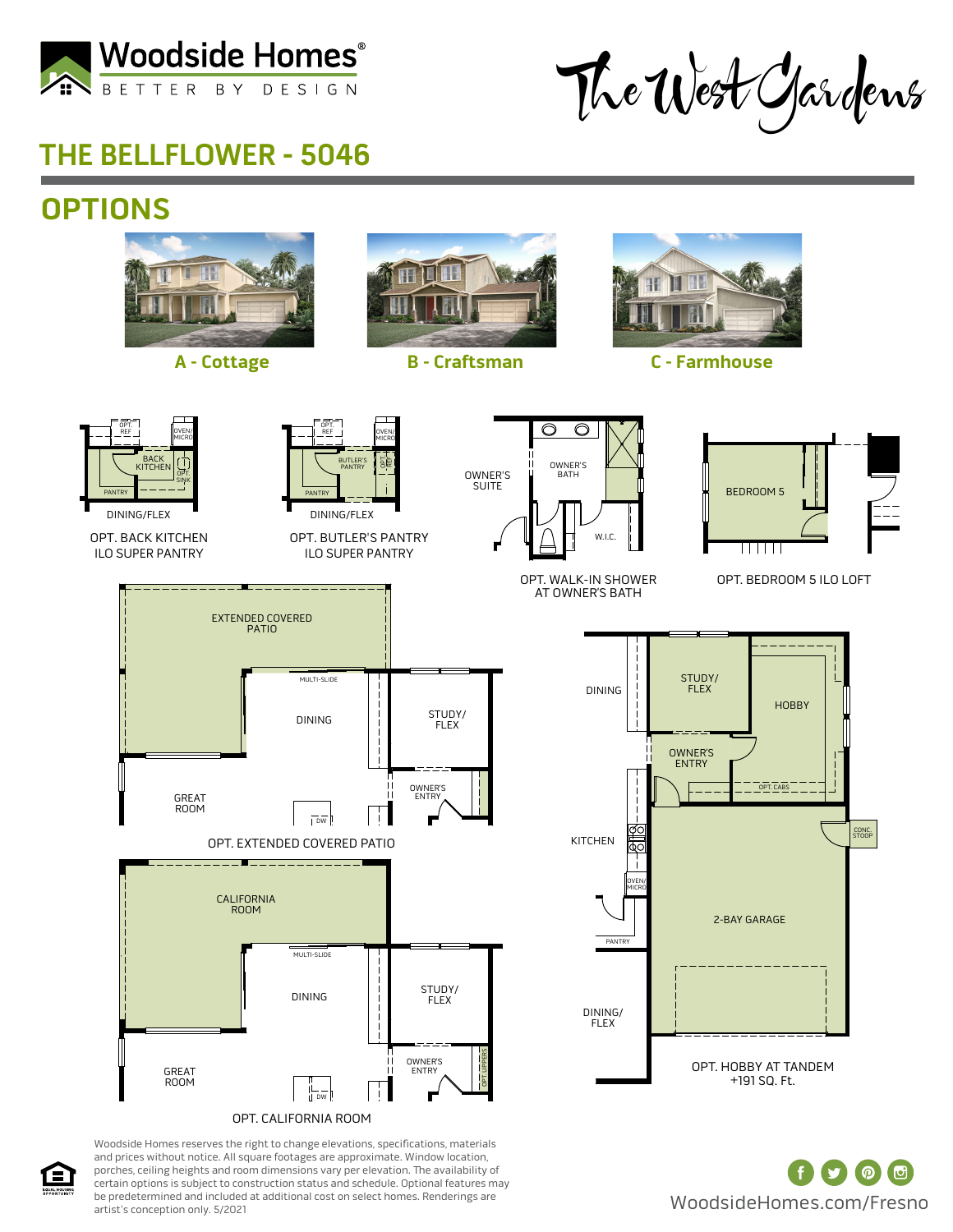Woodside Homes®
BETTER BY DESIGN

The West Gardens

# THE BELLFLOWER - 5046

## OPTIONS

A - Cottage

B - Craftsman

C - Farmhouse

OPT. REF
OVEN/ MICRO
BACK KITCHEN
OPT. SINK
PANTRY
DINING/FLEX

OPT. BACK KITCHEN
ILO SUPER PANTRY

OPT. REF
OVEN/ MICRO
BUTLER'S PANTRY
OPT. REF
PANTRY
DINING/FLEX

OPT. BUTLER'S PANTRY
ILO SUPER PANTRY

OWNER'S SUITE
OWNER'S BATH
W.I.C.

OPT. WALK-IN SHOWER
AT OWNER'S BATH

BEDROOM 5

OPT. BEDROOM 5 ILO LOFT

EXTENDED COVERED PATIO
MULTI-SLIDE
DINING
STUDY/ FLEX
OWNER'S ENTRY
GREAT ROOM
DW

OPT. EXTENDED COVERED PATIO

CALIFORNIA ROOM
MULTI-SLIDE
DINING
STUDY/ FLEX
OWNER'S ENTRY
OPT. UPPERS
GREAT ROOM
DW

OPT. CALIFORNIA ROOM

DINING
STUDY/ FLEX
HOBBY
OWNER'S ENTRY
OPT. CABS
KITCHEN
CONC. STOOP
OVEN/ MICRO
2-BAY GARAGE
PANTRY
DINING/ FLEX

OPT. HOBBY AT TANDEM
+191 SQ. Ft.

Woodside Homes reserves the right to change elevations, specifications, materials and prices without notice. All square footages are approximate. Window location, porches, ceiling heights and room dimensions vary per elevation. The availability of certain options is subject to construction status and schedule. Optional features may be predetermined and included at additional cost on select homes. Renderings are artist's conception only. 5/2021

WoodsideHomes.com/Fresno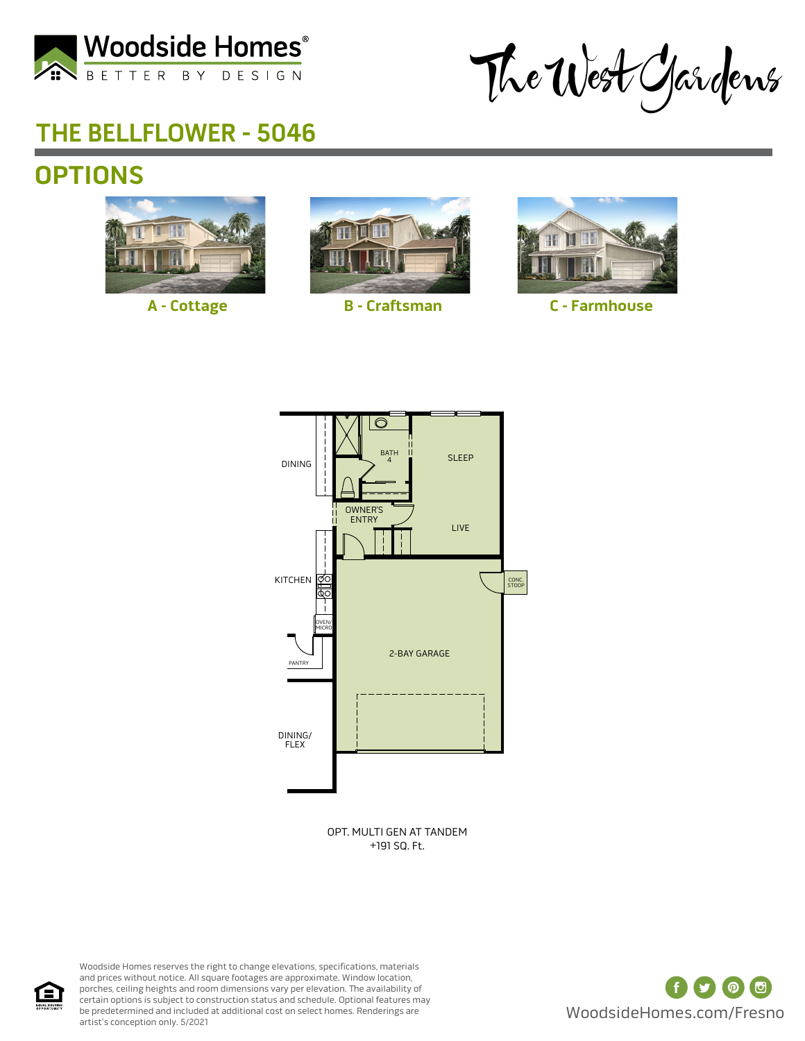Woodside Homes®
BETTER BY DESIGN

The West Gardens

# THE BELLFLOWER - 5046

## OPTIONS

A - Cottage

B - Craftsman

C - Farmhouse

DINING

BATH 4

SLEEP

OWNER'S ENTRY

LIVE

KITCHEN

CONC. STOOP

OVEN/ MICRO

2-BAY GARAGE

PANTRY

DINING/ FLEX

OPT. MULTI GEN AT TANDEM
+191 SQ. Ft.

Woodside Homes reserves the right to change elevations, specifications, materials and prices without notice. All square footages are approximate. Window location, porches, ceiling heights and room dimensions vary per elevation. The availability of certain options is subject to construction status and schedule. Optional features may be predetermined and included at additional cost on select homes. Renderings are artist's conception only. 5/2021

WoodsideHomes.com/Fresno